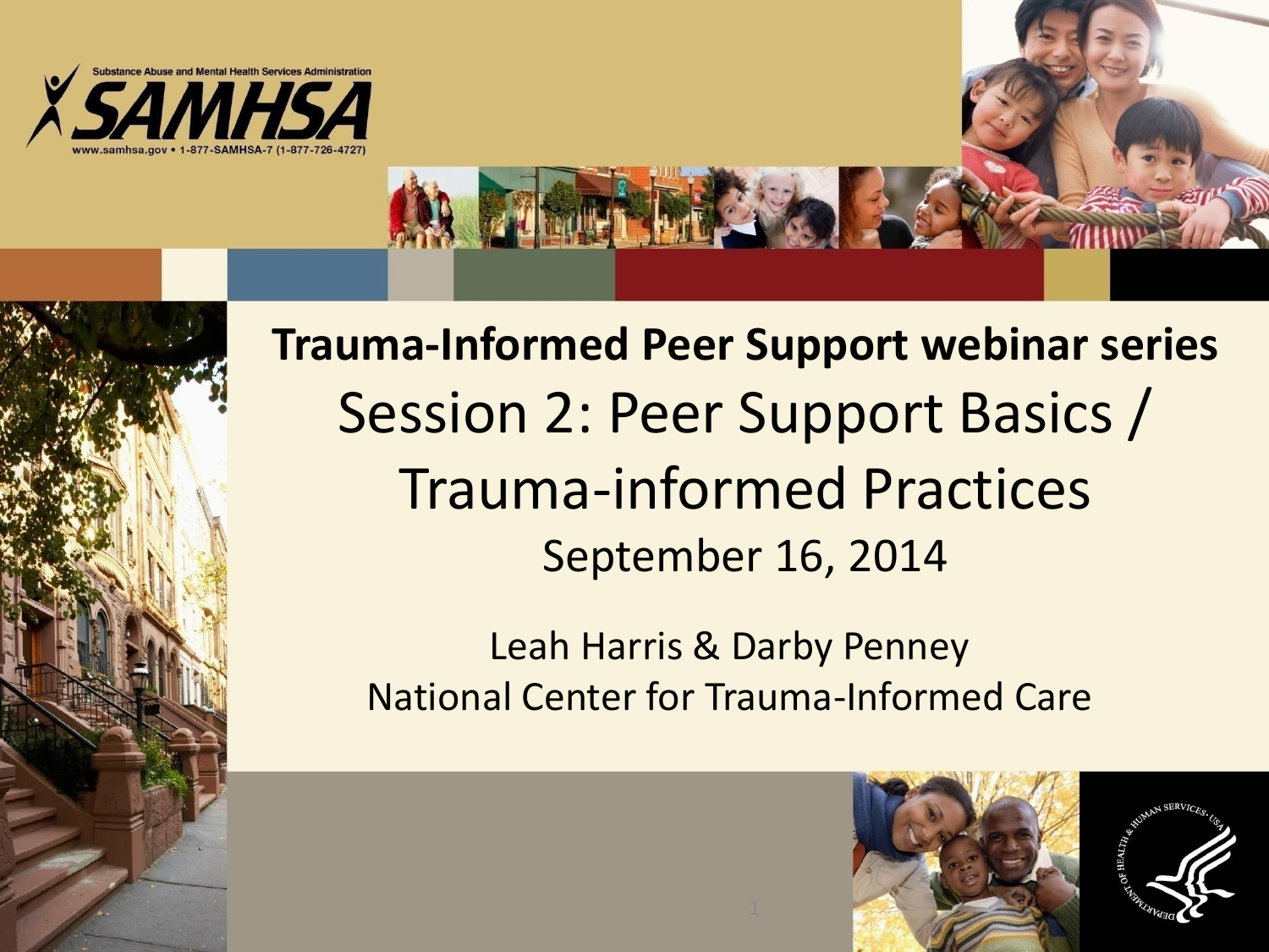Substance Abuse and Mental Health Services Administration

SAMHSA

www.samhsa.gov • 1-877-SAMHSA-7 (1-877-726-4727)

**Trauma-Informed Peer Support webinar series**

# Session 2: Peer Support Basics / Trauma-informed Practices

September 16, 2014

Leah Harris & Darby Penney

National Center for Trauma-Informed Care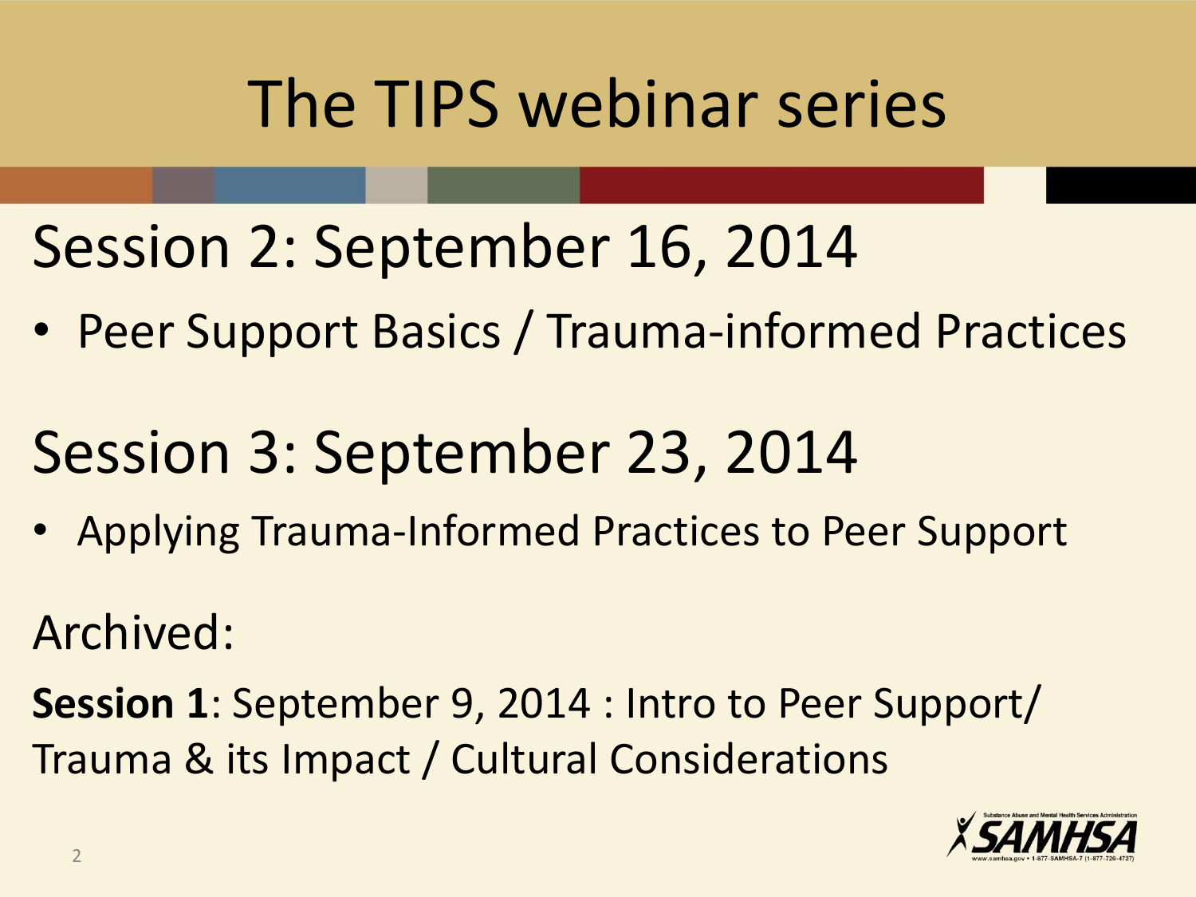# The TIPS webinar series

## Session 2: September 16, 2014

- Peer Support Basics / Trauma-informed Practices

## Session 3: September 23, 2014

- Applying Trauma-Informed Practices to Peer Support

Archived:

**Session 1**: September 9, 2014 : Intro to Peer Support/ Trauma & its Impact / Cultural Considerations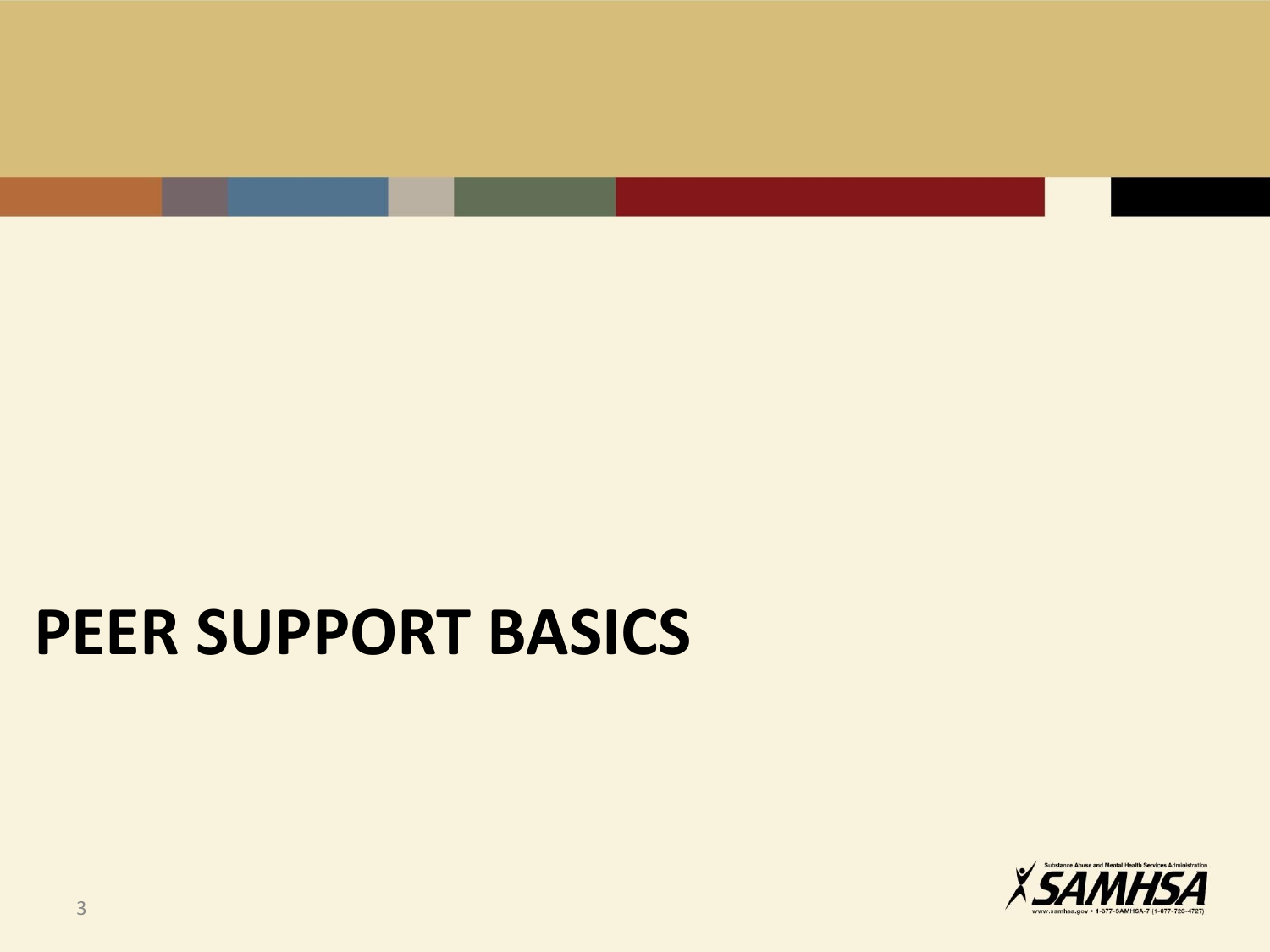# PEER SUPPORT BASICS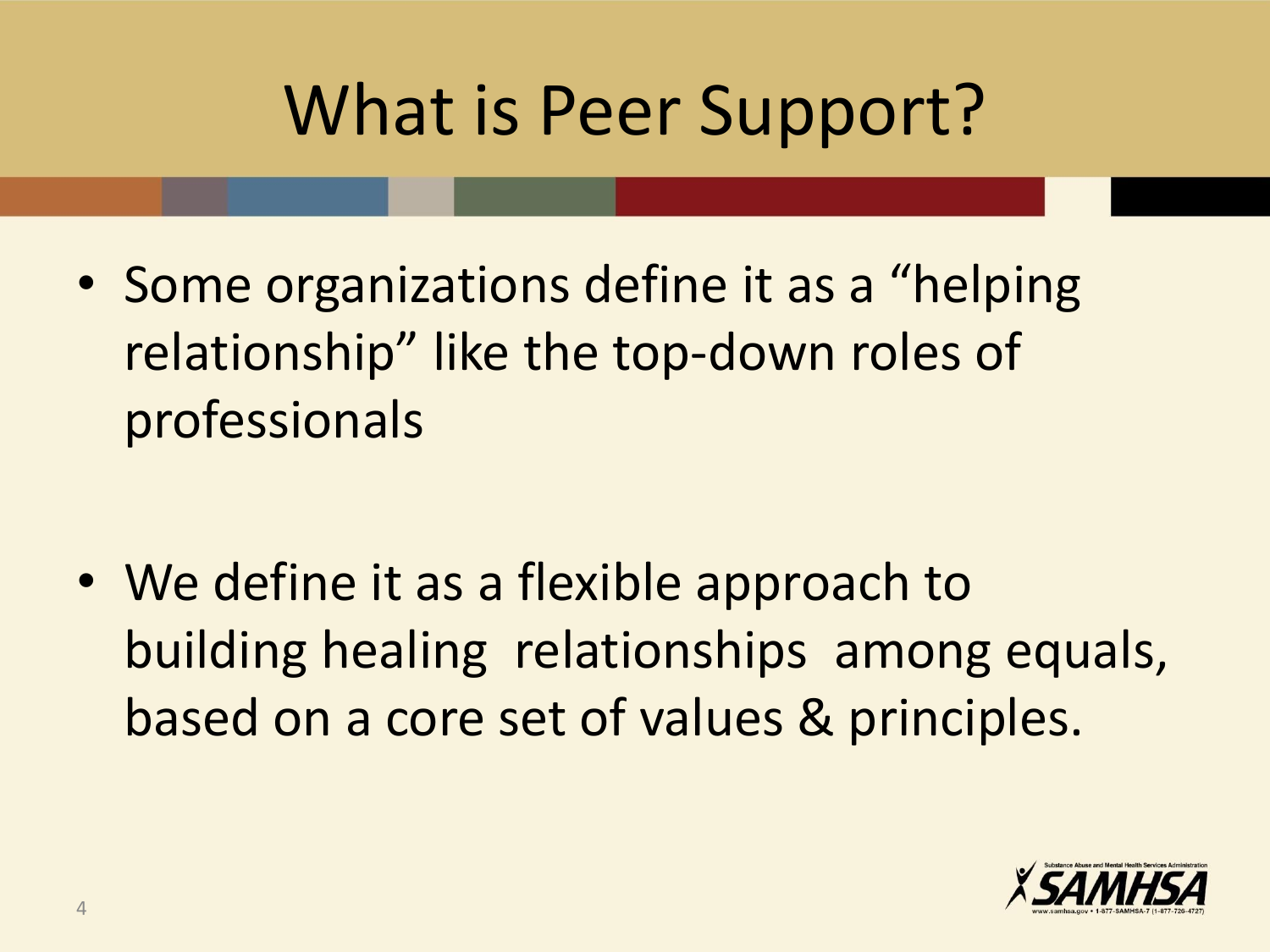# What is Peer Support?

- Some organizations define it as a "helping relationship" like the top-down roles of professionals

- We define it as a flexible approach to building healing relationships among equals, based on a core set of values & principles.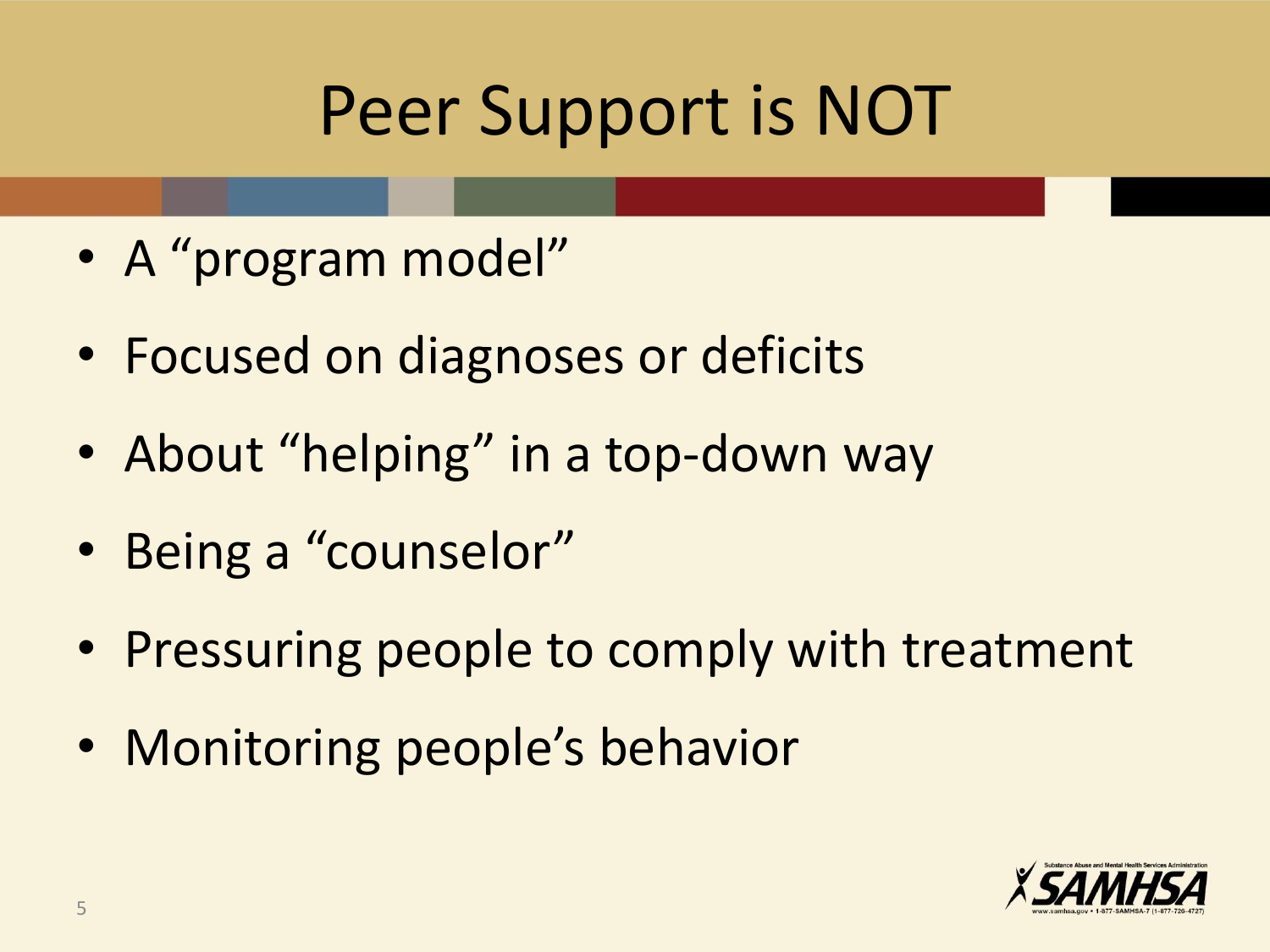# Peer Support is NOT

- A “program model”
- Focused on diagnoses or deficits
- About “helping” in a top-down way
- Being a “counselor”
- Pressuring people to comply with treatment
- Monitoring people’s behavior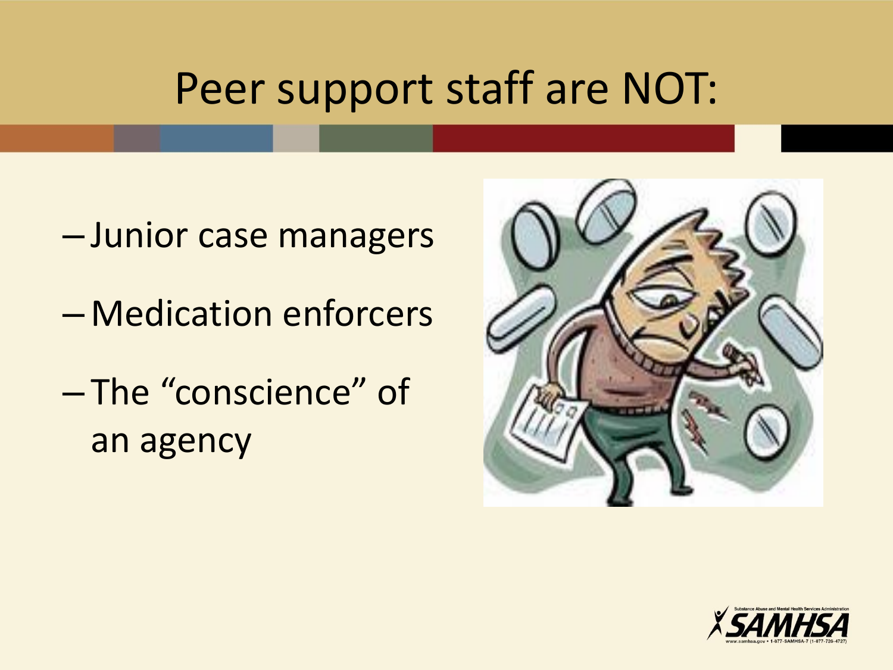# Peer support staff are NOT:

- Junior case managers
- Medication enforcers
- The "conscience" of an agency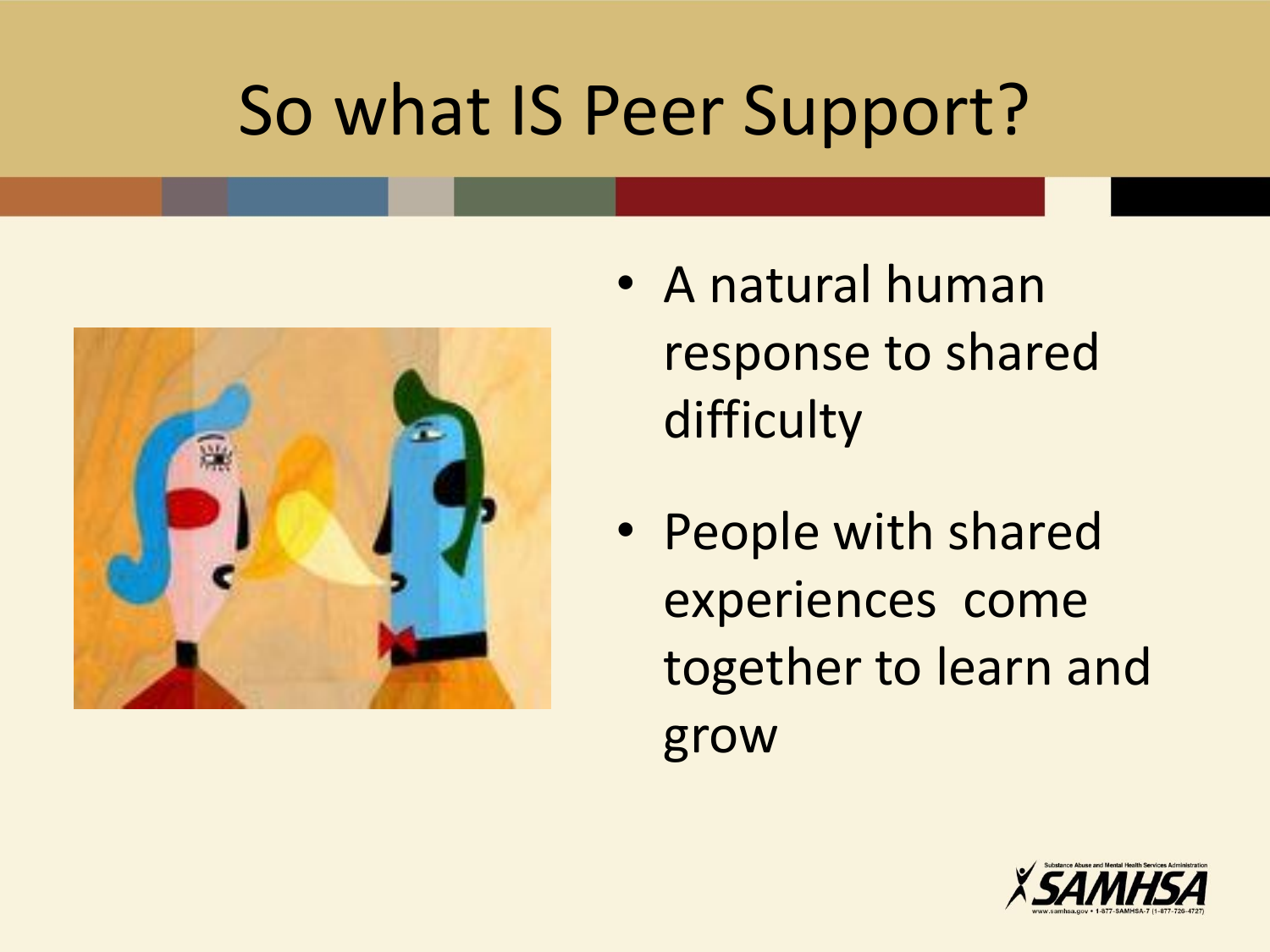# So what IS Peer Support?

- A natural human response to shared difficulty
- People with shared experiences come together to learn and grow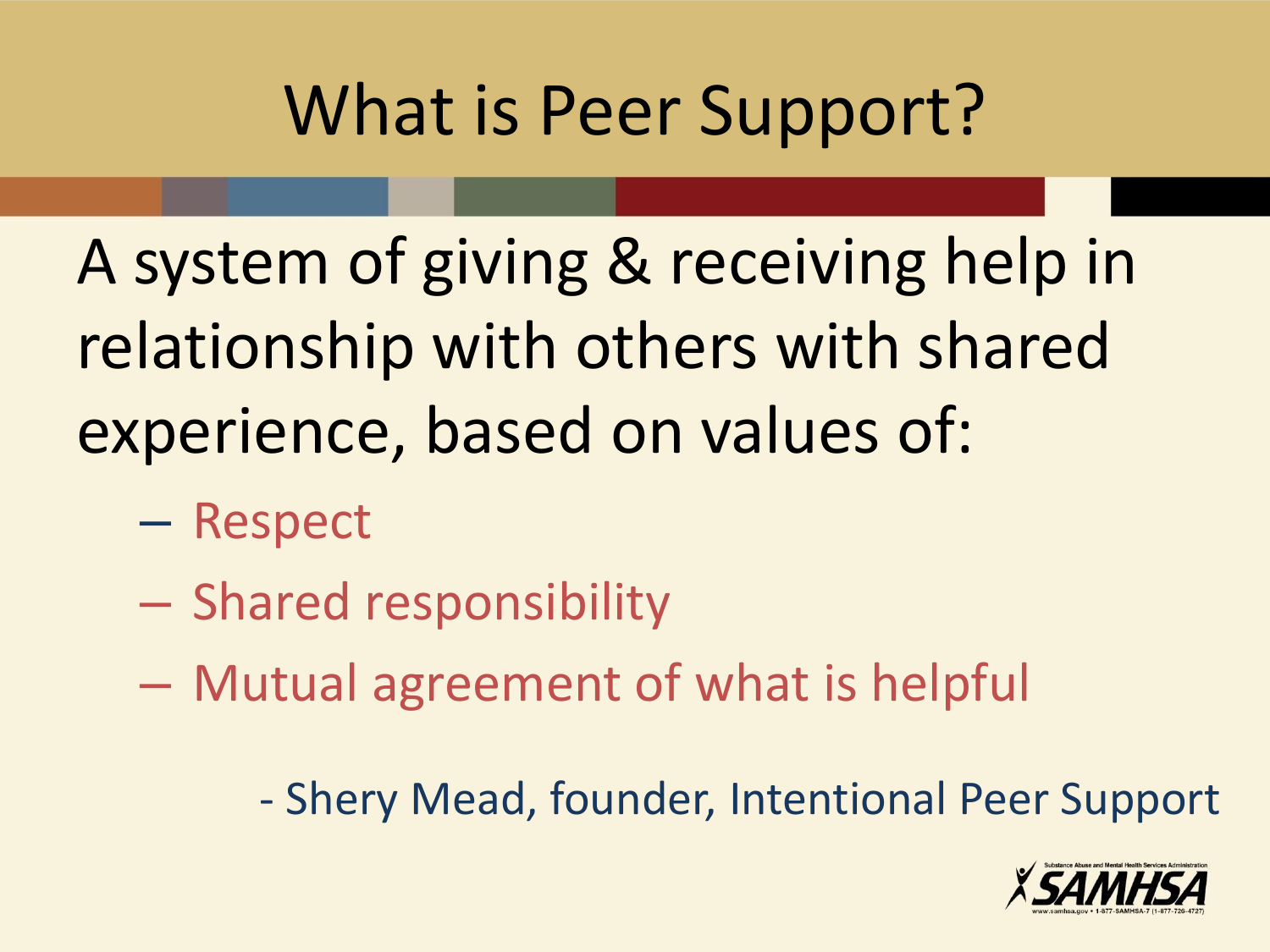# What is Peer Support?

A system of giving & receiving help in relationship with others with shared experience, based on values of:

- Respect
- Shared responsibility
- Mutual agreement of what is helpful

- Shery Mead, founder, Intentional Peer Support

SAMHSA
Substance Abuse and Mental Health Services Administration
www.samhsa.gov • 1-877-SAMHSA-7 (1-877-726-4727)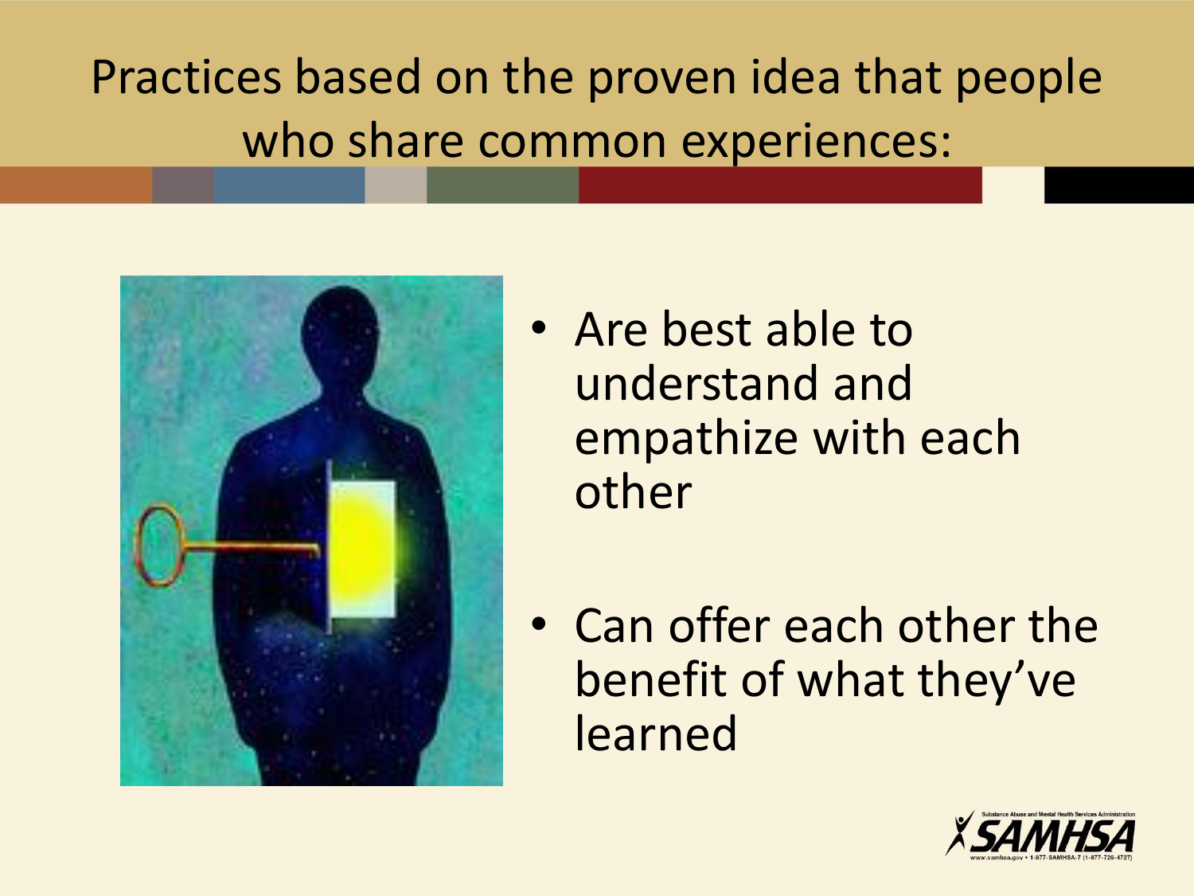# Practices based on the proven idea that people who share common experiences:

- Are best able to understand and empathize with each other
- Can offer each other the benefit of what they've learned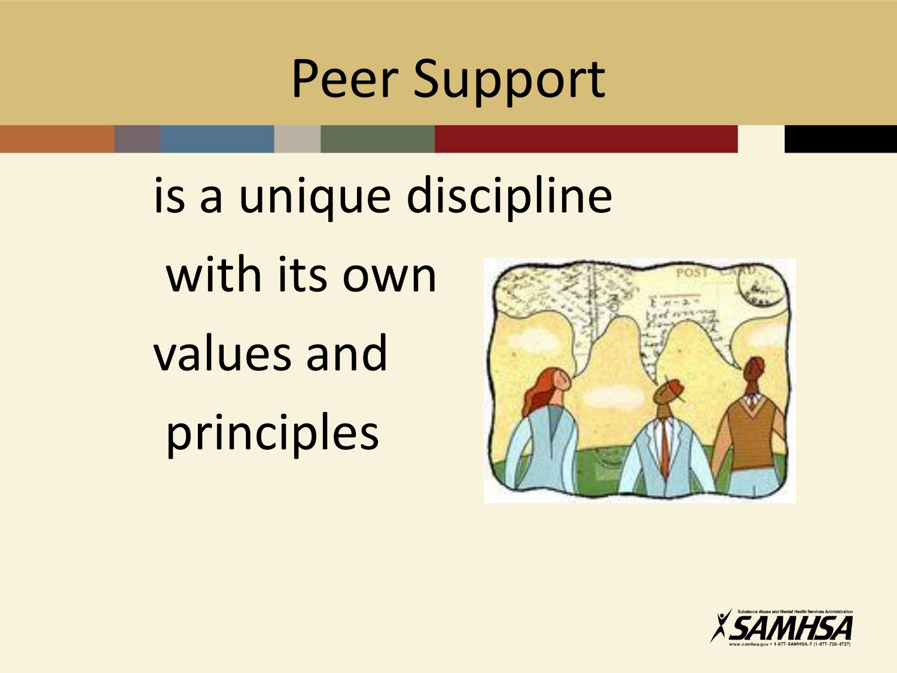# Peer Support

is a unique discipline with its own values and principles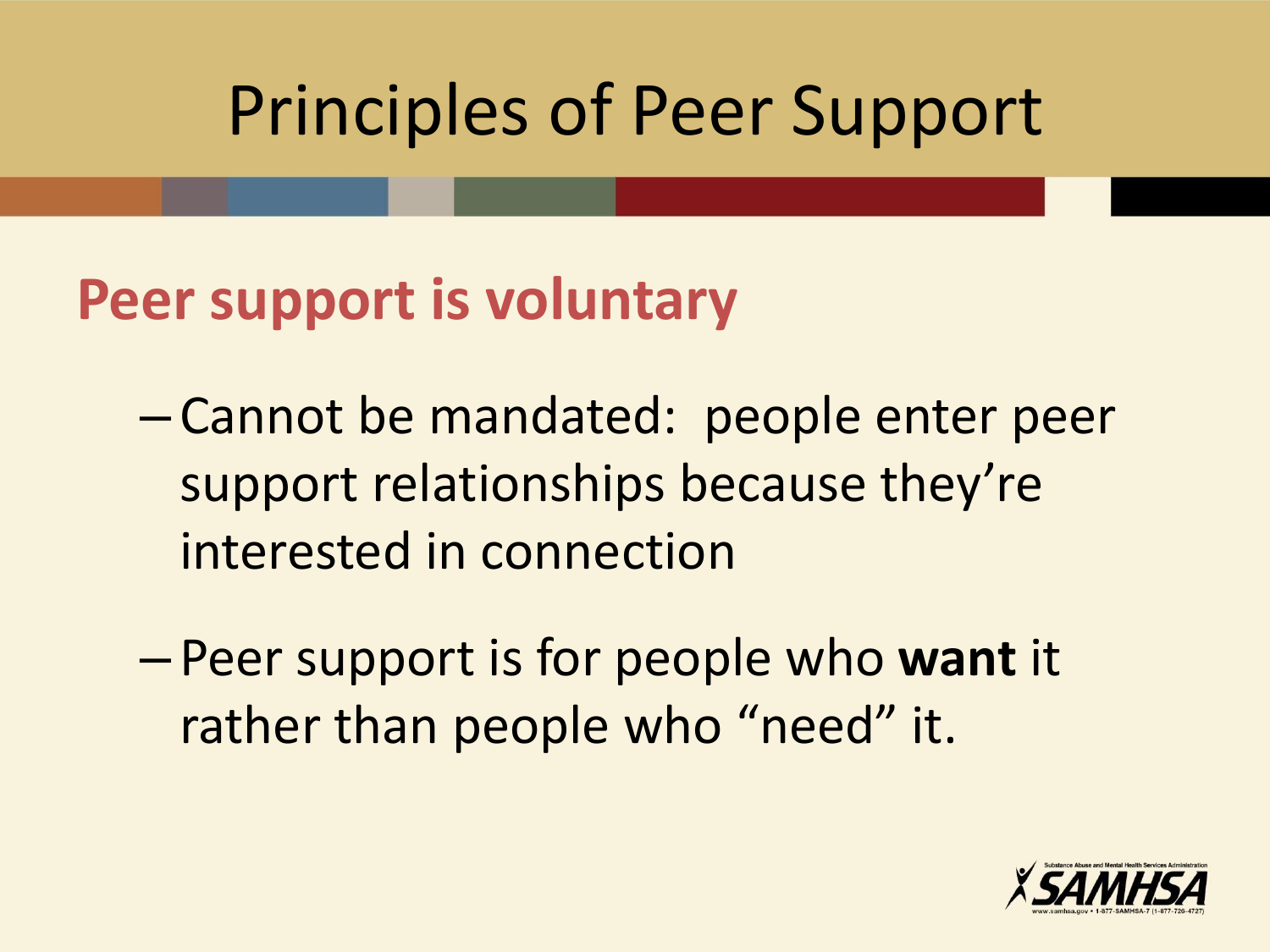# Principles of Peer Support

## Peer support is voluntary

- Cannot be mandated: people enter peer support relationships because they're interested in connection
- Peer support is for people who **want** it rather than people who "need" it.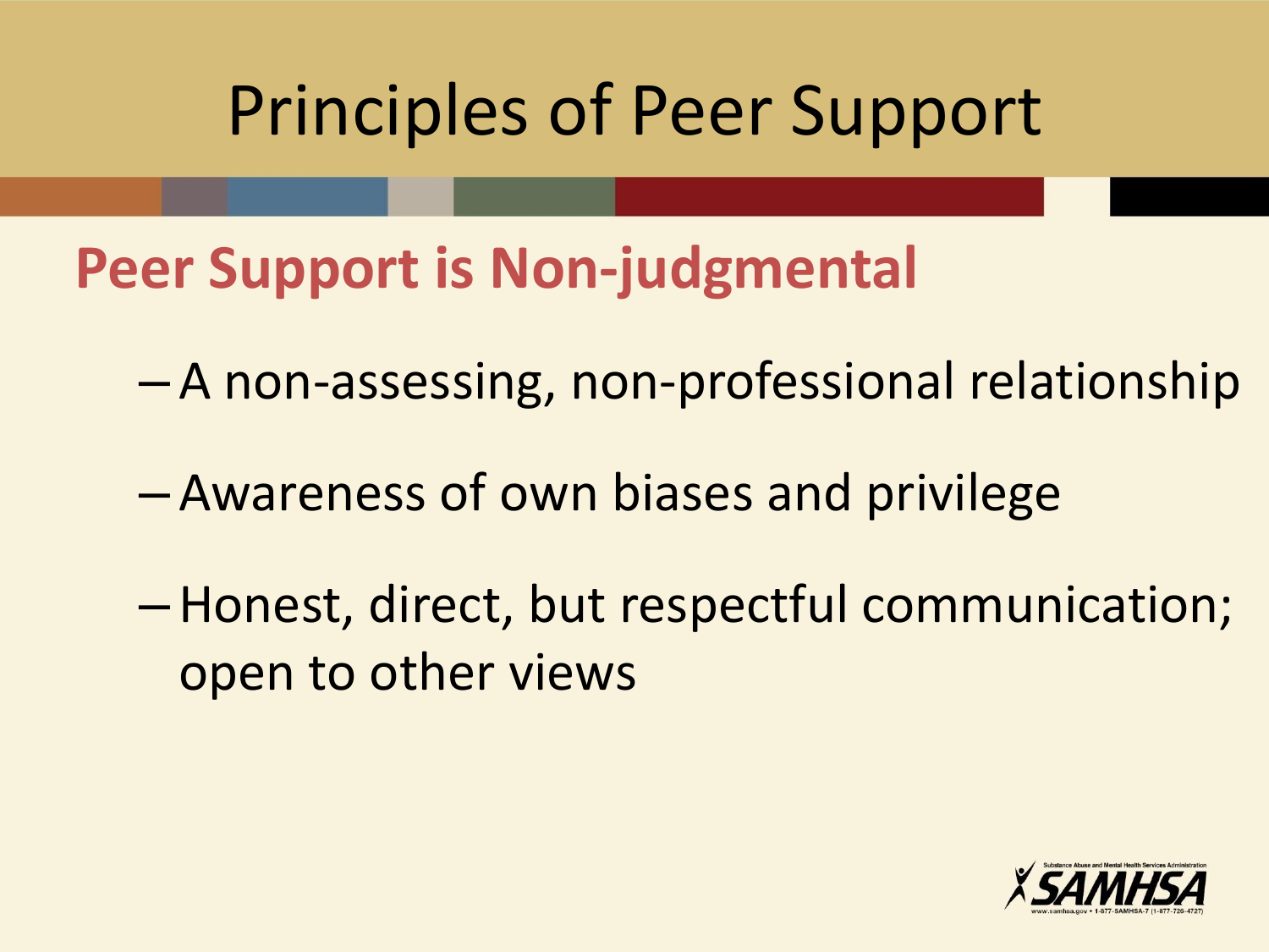# Principles of Peer Support

## Peer Support is Non-judgmental

- A non-assessing, non-professional relationship
- Awareness of own biases and privilege
- Honest, direct, but respectful communication; open to other views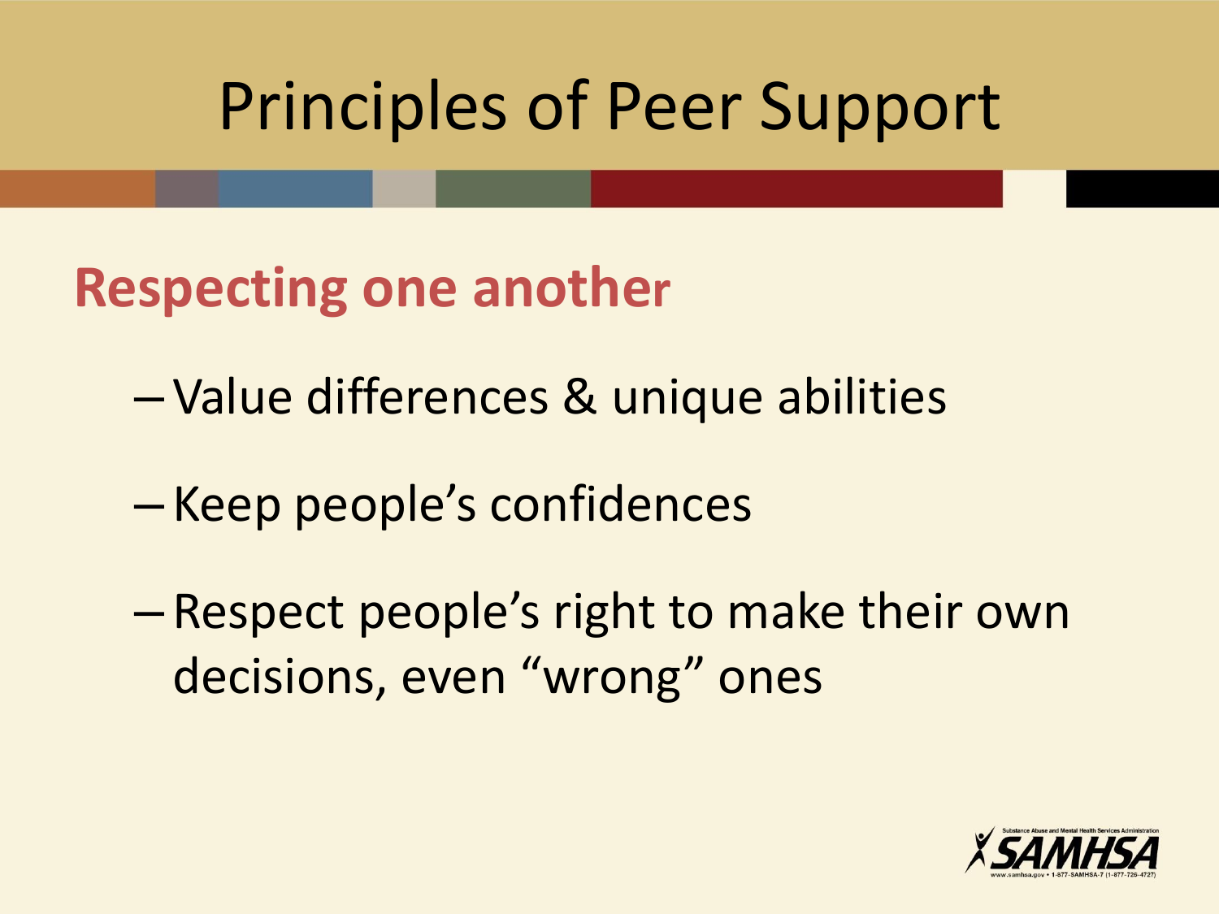# Principles of Peer Support

## Respecting one another

- Value differences & unique abilities
- Keep people's confidences
- Respect people's right to make their own decisions, even "wrong" ones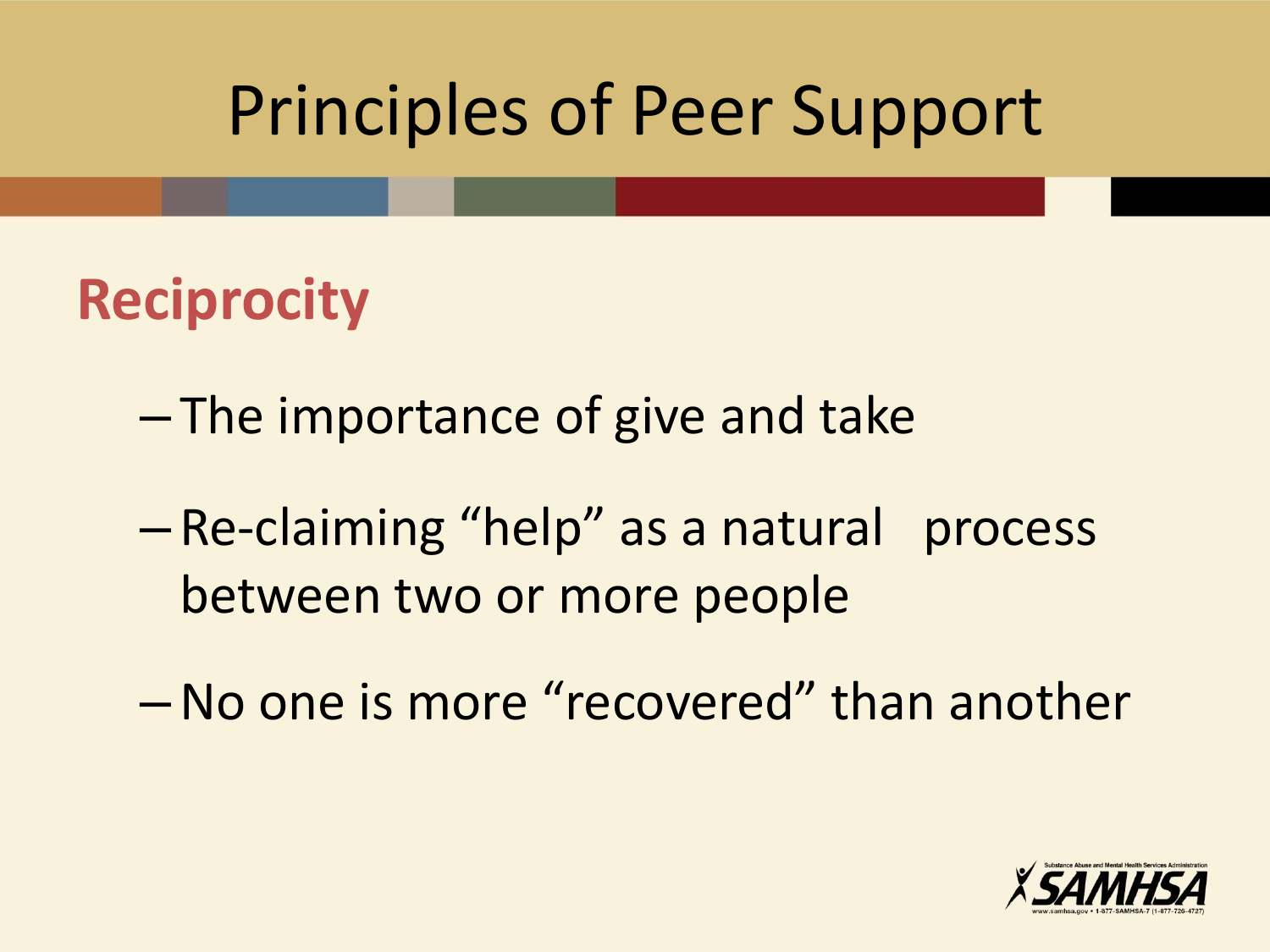# Principles of Peer Support

## Reciprocity

- The importance of give and take
- Re-claiming "help" as a natural process between two or more people
- No one is more "recovered" than another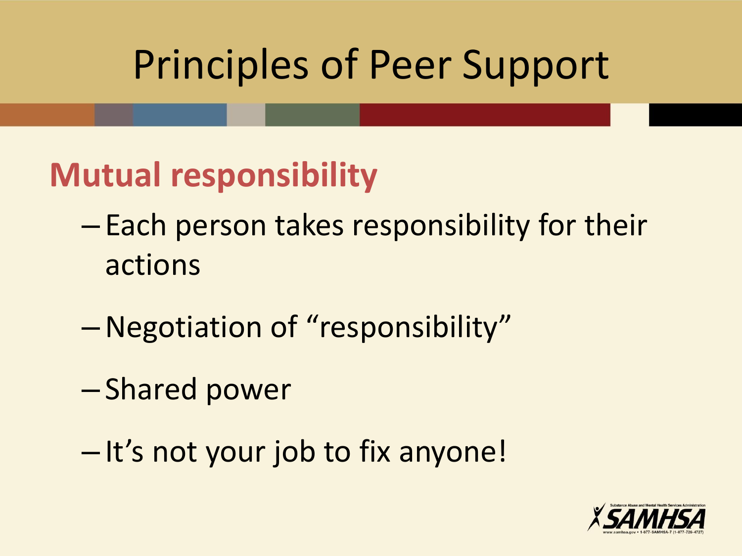# Principles of Peer Support

## Mutual responsibility

- Each person takes responsibility for their actions
- Negotiation of "responsibility"
- Shared power
- It's not your job to fix anyone!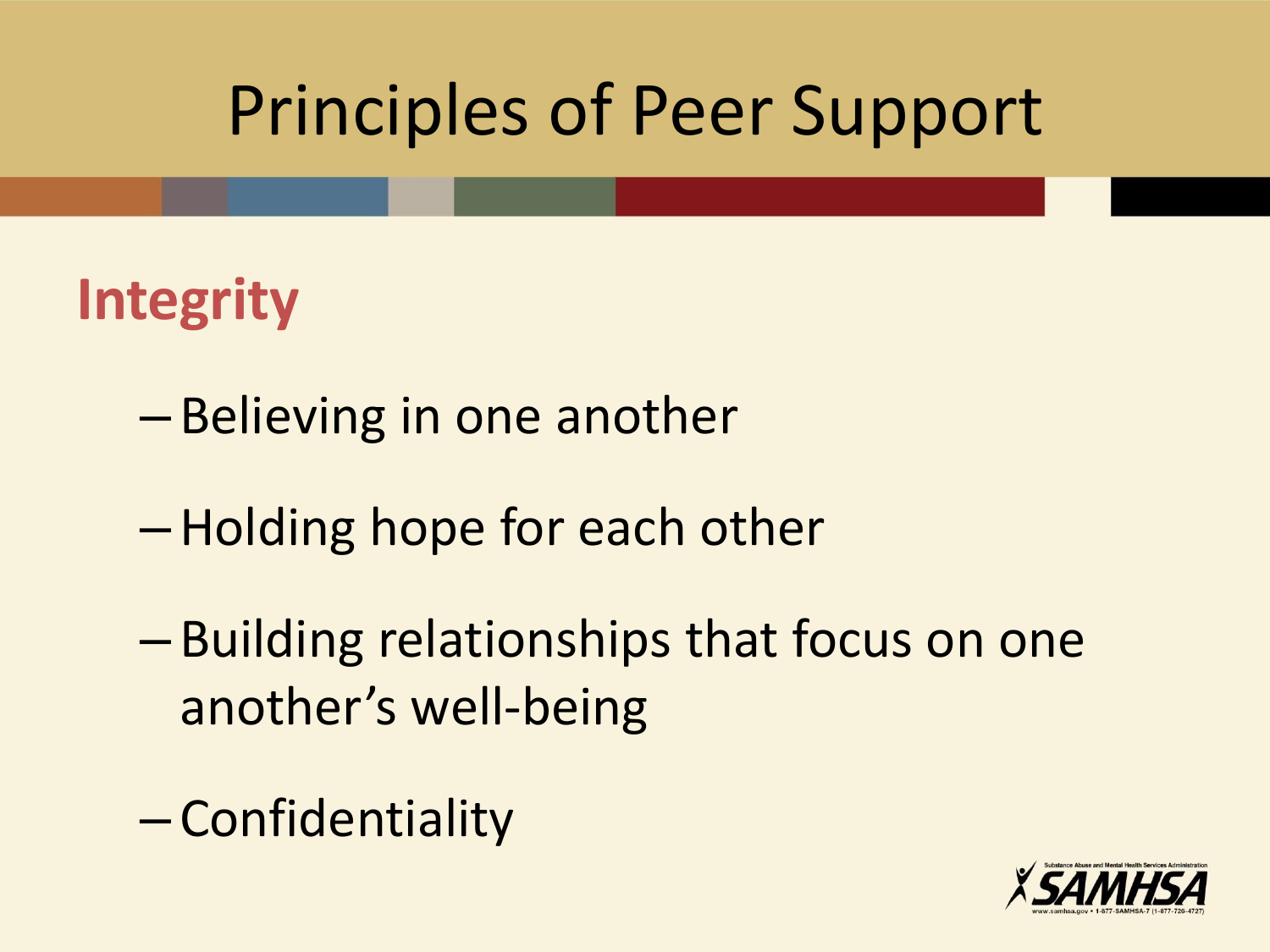# Principles of Peer Support

## Integrity

- Believing in one another
- Holding hope for each other
- Building relationships that focus on one another's well-being
- Confidentiality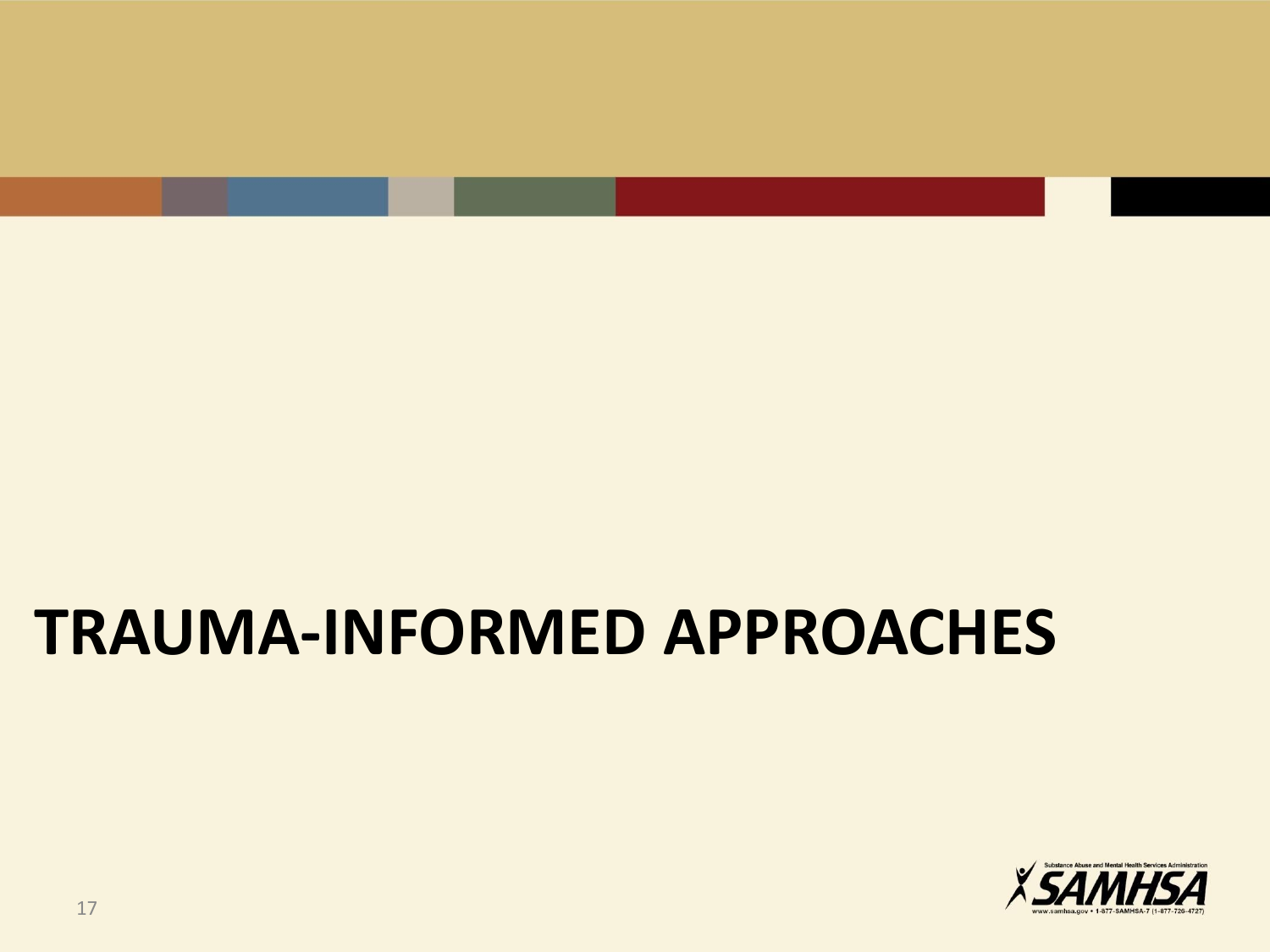# TRAUMA-INFORMED APPROACHES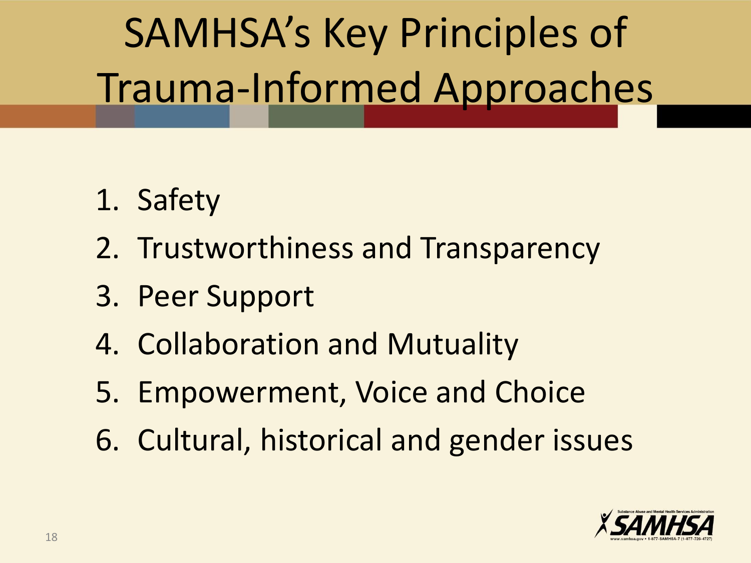# SAMHSA's Key Principles of Trauma-Informed Approaches

1. Safety
2. Trustworthiness and Transparency
3. Peer Support
4. Collaboration and Mutuality
5. Empowerment, Voice and Choice
6. Cultural, historical and gender issues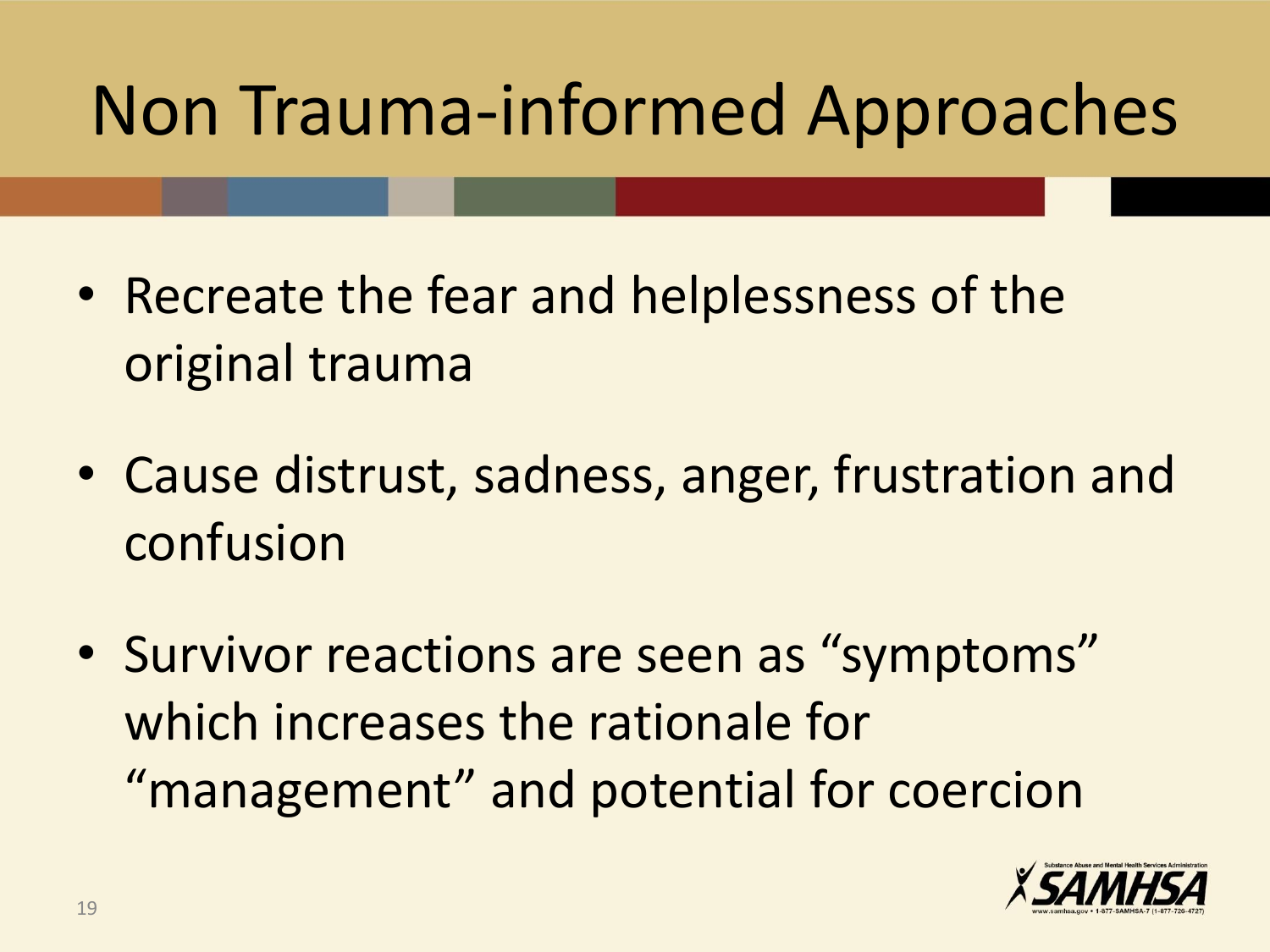# Non Trauma-informed Approaches

- Recreate the fear and helplessness of the original trauma
- Cause distrust, sadness, anger, frustration and confusion
- Survivor reactions are seen as "symptoms" which increases the rationale for "management" and potential for coercion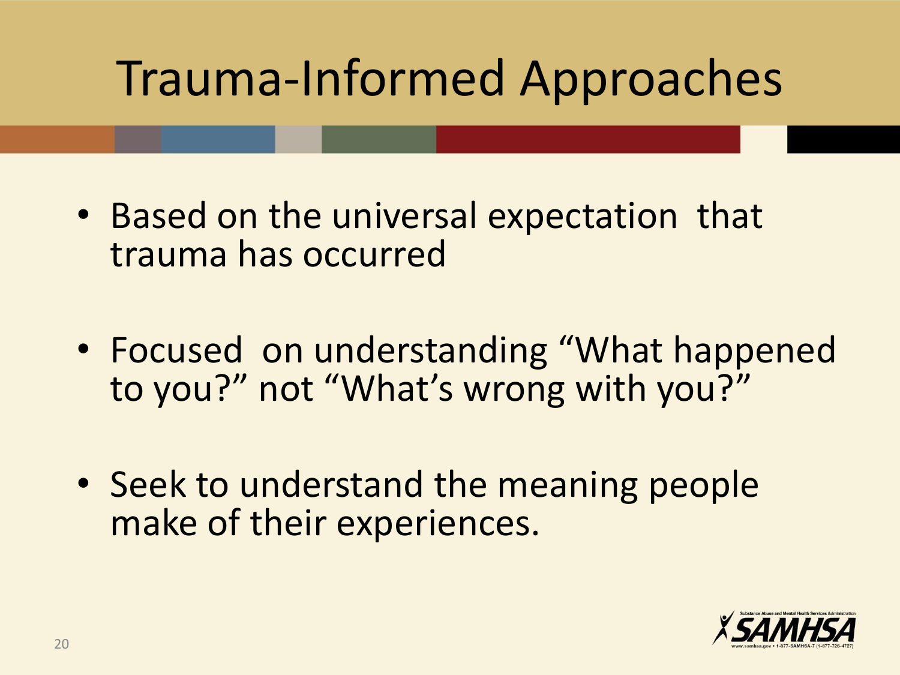# Trauma-Informed Approaches

- Based on the universal expectation that trauma has occurred
- Focused on understanding "What happened to you?" not "What's wrong with you?"
- Seek to understand the meaning people make of their experiences.

SAMHSA
Substance Abuse and Mental Health Services Administration
www.samhsa.gov • 1-877-SAMHSA-7 (1-877-726-4727)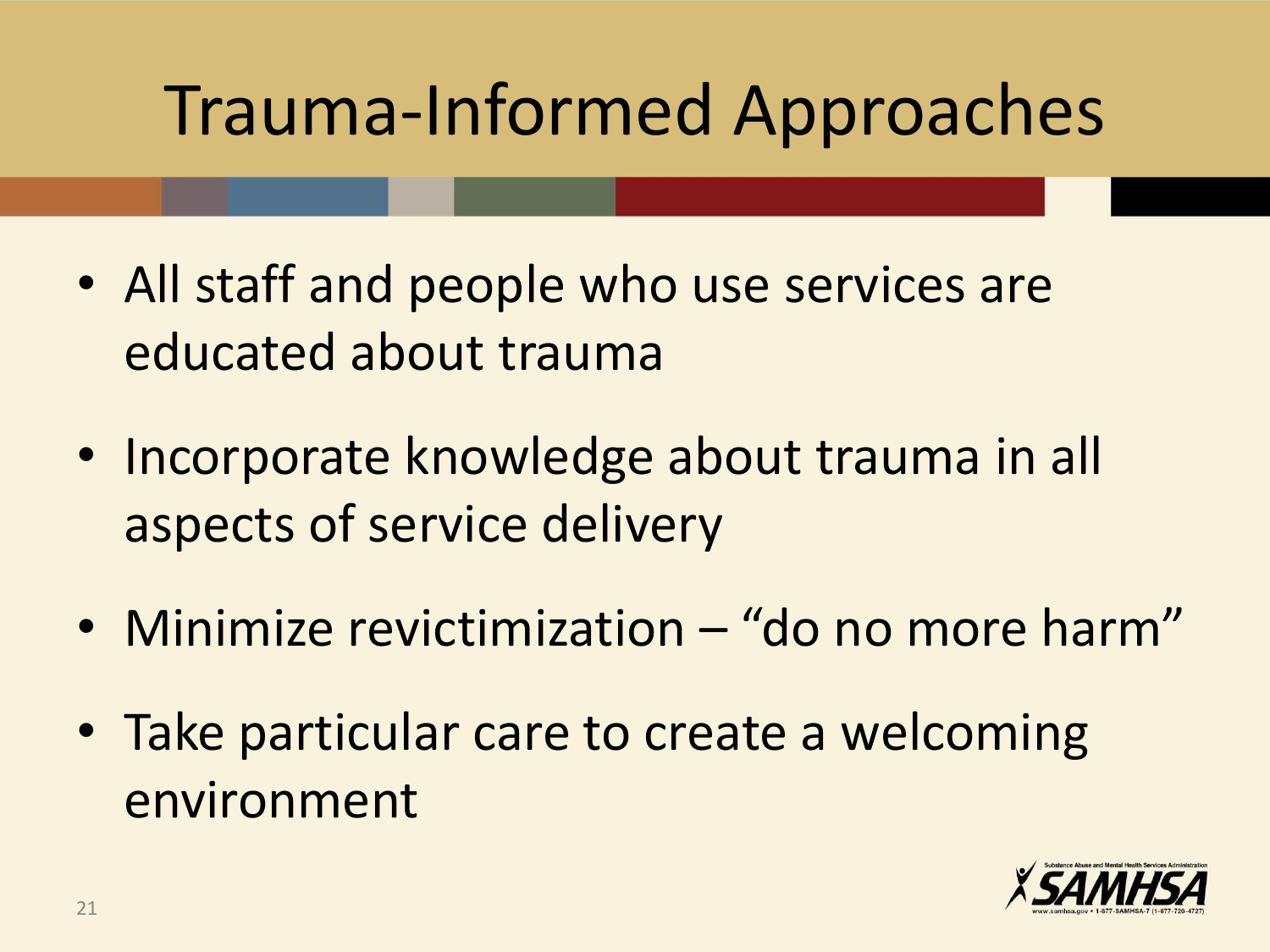# Trauma-Informed Approaches

- All staff and people who use services are educated about trauma
- Incorporate knowledge about trauma in all aspects of service delivery
- Minimize revictimization – "do no more harm"
- Take particular care to create a welcoming environment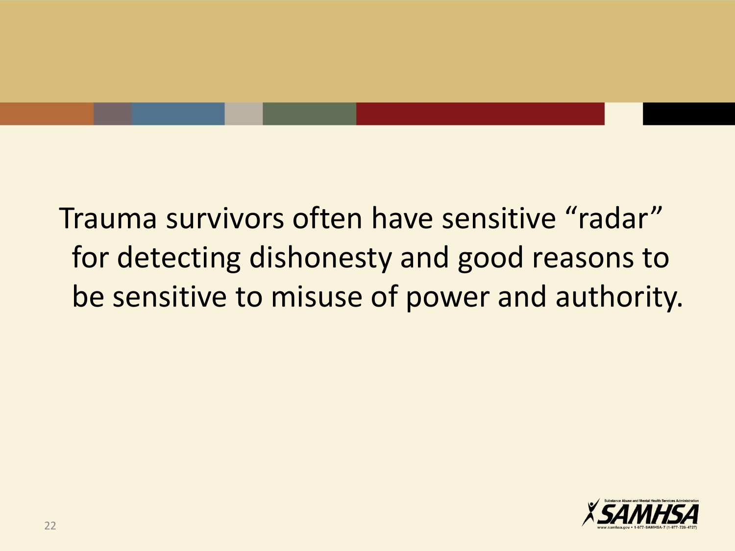Trauma survivors often have sensitive "radar" for detecting dishonesty and good reasons to be sensitive to misuse of power and authority.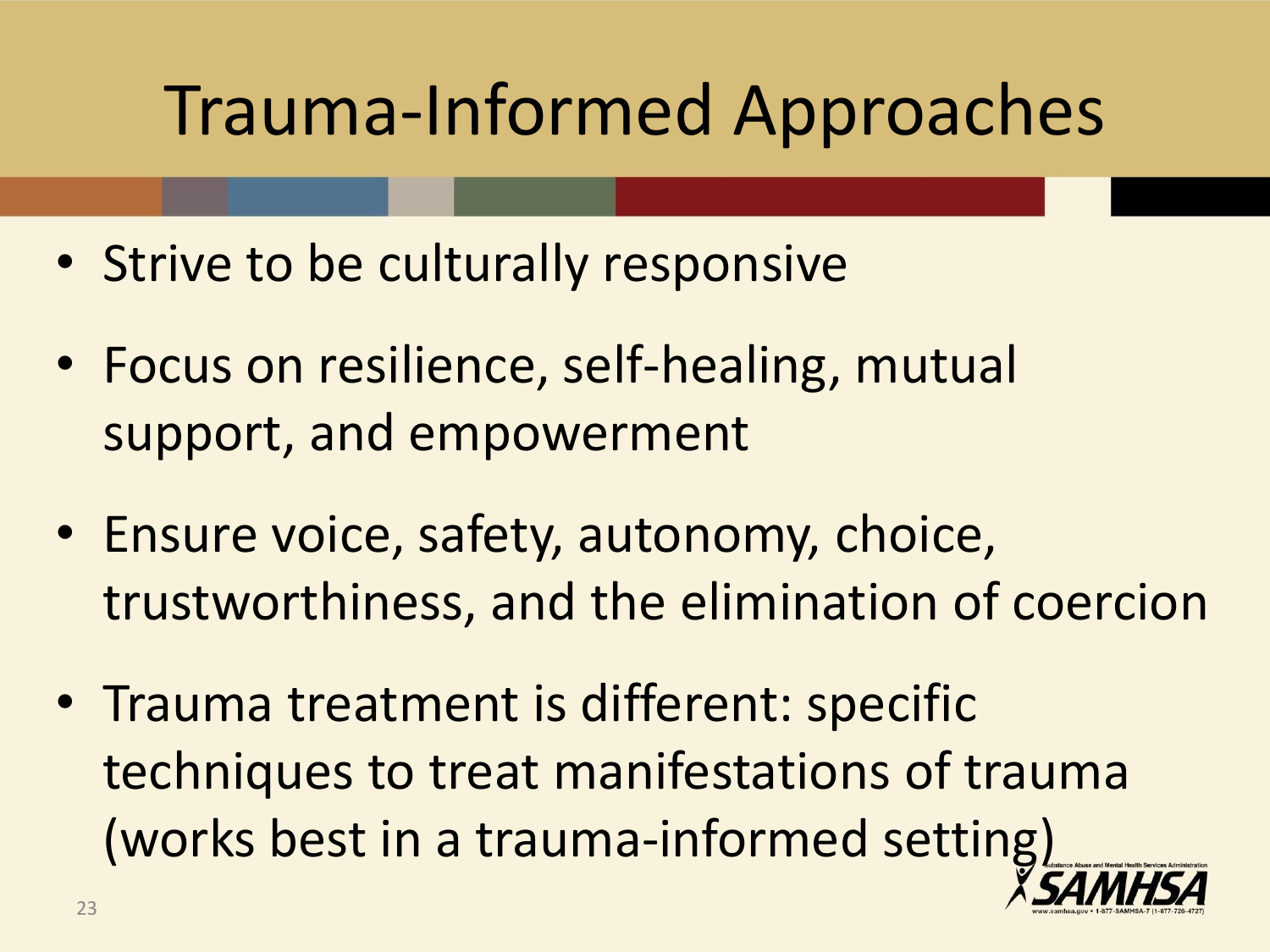# Trauma-Informed Approaches

- Strive to be culturally responsive
- Focus on resilience, self-healing, mutual support, and empowerment
- Ensure voice, safety, autonomy, choice, trustworthiness, and the elimination of coercion
- Trauma treatment is different: specific techniques to treat manifestations of trauma (works best in a trauma-informed setting)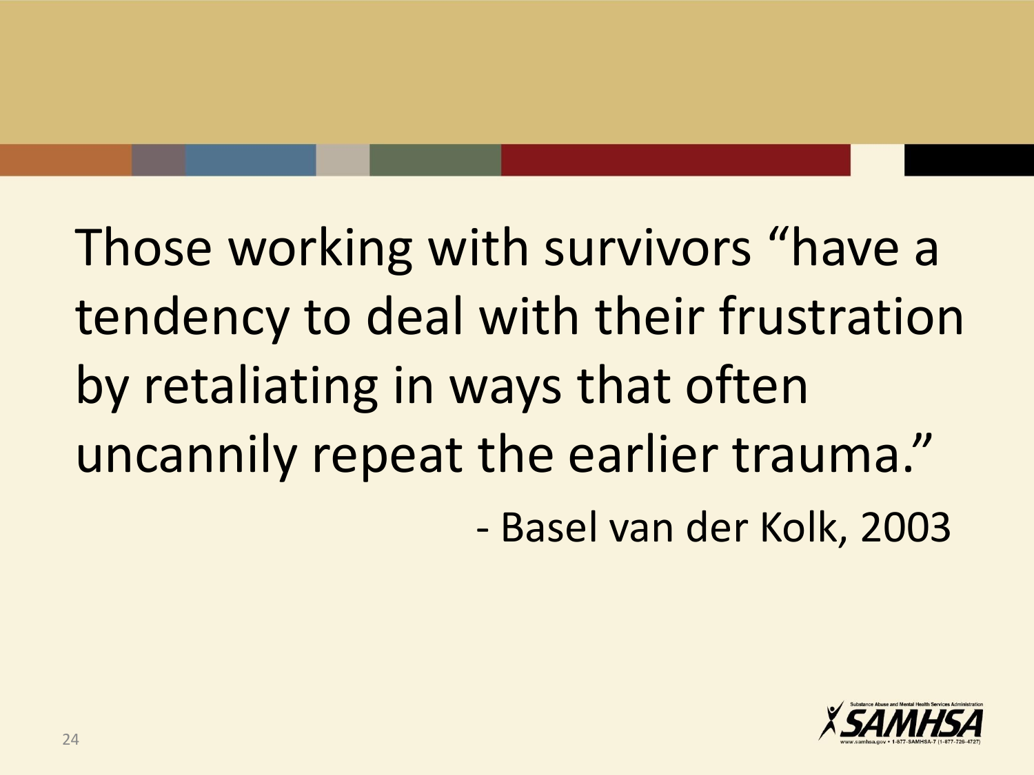Those working with survivors “have a tendency to deal with their frustration by retaliating in ways that often uncannily repeat the earlier trauma.”

- Basel van der Kolk, 2003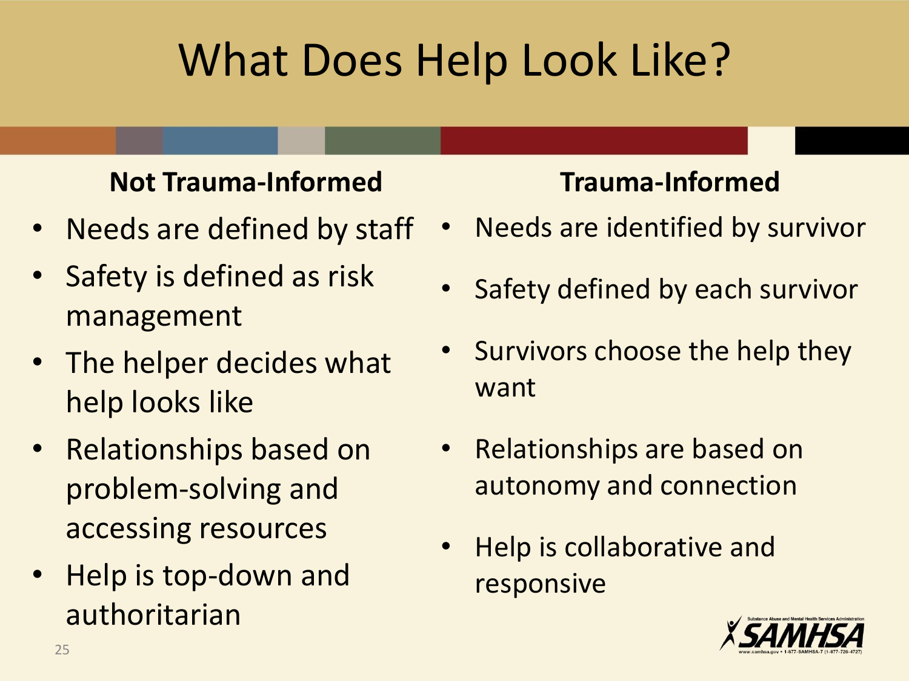# What Does Help Look Like?

**Not Trauma-Informed**

- Needs are defined by staff
- Safety is defined as risk management
- The helper decides what help looks like
- Relationships based on problem-solving and accessing resources
- Help is top-down and authoritarian

**Trauma-Informed**

- Needs are identified by survivor
- Safety defined by each survivor
- Survivors choose the help they want
- Relationships are based on autonomy and connection
- Help is collaborative and responsive

SAMHSA
Substance Abuse and Mental Health Services Administration
www.samhsa.gov • 1-877-SAMHSA-7 (1-877-726-4727)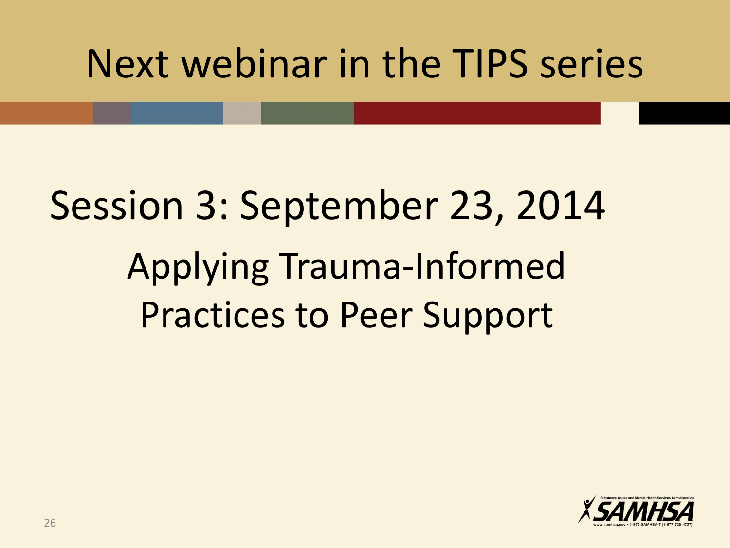# Next webinar in the TIPS series

## Session 3: September 23, 2014

Applying Trauma-Informed Practices to Peer Support